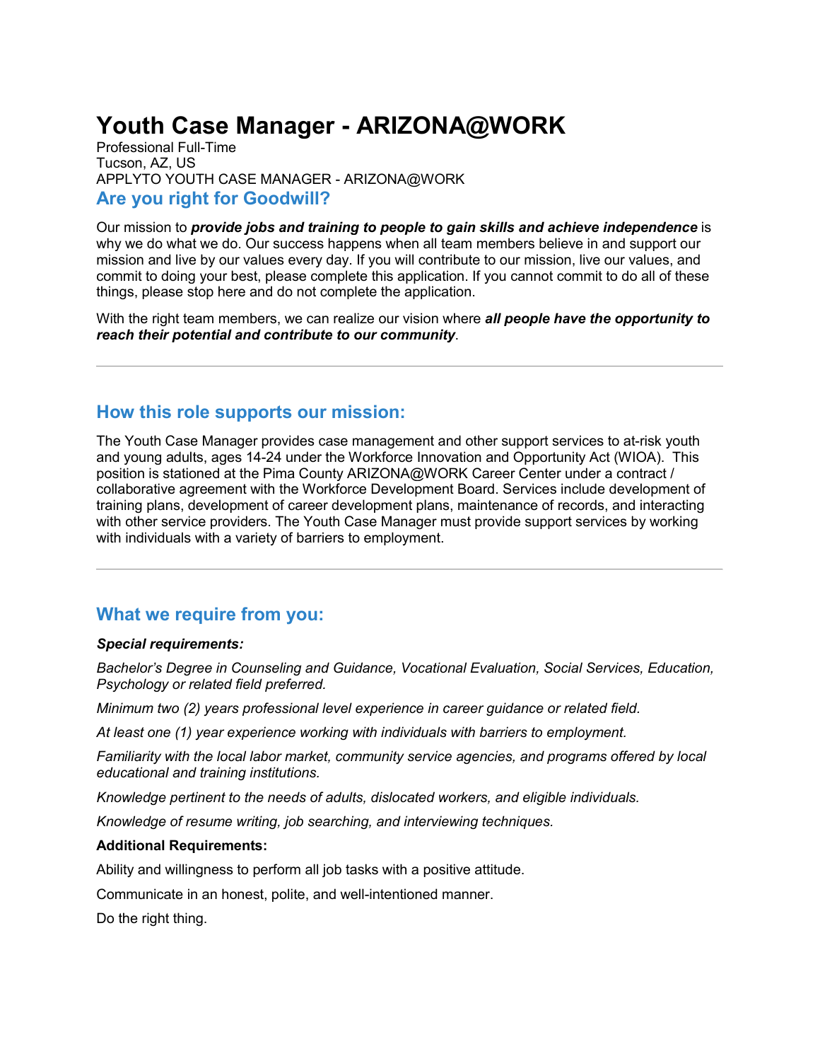# Youth Case Manager - ARIZONA@WORK

Professional Full-Time
Tucson, AZ, US
APPLYTO YOUTH CASE MANAGER - ARIZONA@WORK

## Are you right for Goodwill?

Our mission to ***provide jobs and training to people to gain skills and achieve independence*** is why we do what we do. Our success happens when all team members believe in and support our mission and live by our values every day. If you will contribute to our mission, live our values, and commit to doing your best, please complete this application. If you cannot commit to do all of these things, please stop here and do not complete the application.

With the right team members, we can realize our vision where ***all people have the opportunity to reach their potential and contribute to our community***.

---

## How this role supports our mission:

The Youth Case Manager provides case management and other support services to at-risk youth and young adults, ages 14-24 under the Workforce Innovation and Opportunity Act (WIOA). This position is stationed at the Pima County ARIZONA@WORK Career Center under a contract / collaborative agreement with the Workforce Development Board. Services include development of training plans, development of career development plans, maintenance of records, and interacting with other service providers. The Youth Case Manager must provide support services by working with individuals with a variety of barriers to employment.

---

## What we require from you:

***Special requirements:***

*Bachelor's Degree in Counseling and Guidance, Vocational Evaluation, Social Services, Education, Psychology or related field preferred.*

*Minimum two (2) years professional level experience in career guidance or related field.*

*At least one (1) year experience working with individuals with barriers to employment.*

*Familiarity with the local labor market, community service agencies, and programs offered by local educational and training institutions.*

*Knowledge pertinent to the needs of adults, dislocated workers, and eligible individuals.*

*Knowledge of resume writing, job searching, and interviewing techniques.*

**Additional Requirements:**

Ability and willingness to perform all job tasks with a positive attitude.

Communicate in an honest, polite, and well-intentioned manner.

Do the right thing.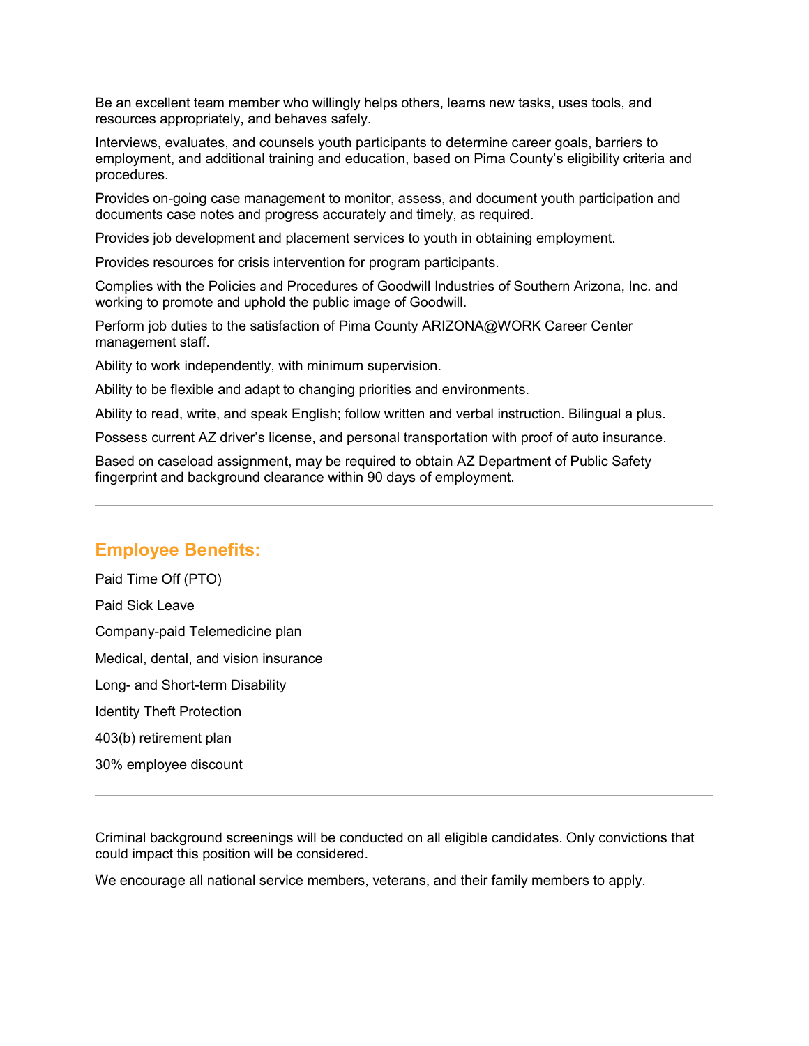Be an excellent team member who willingly helps others, learns new tasks, uses tools, and resources appropriately, and behaves safely.

Interviews, evaluates, and counsels youth participants to determine career goals, barriers to employment, and additional training and education, based on Pima County's eligibility criteria and procedures.

Provides on-going case management to monitor, assess, and document youth participation and documents case notes and progress accurately and timely, as required.

Provides job development and placement services to youth in obtaining employment.

Provides resources for crisis intervention for program participants.

Complies with the Policies and Procedures of Goodwill Industries of Southern Arizona, Inc. and working to promote and uphold the public image of Goodwill.

Perform job duties to the satisfaction of Pima County ARIZONA@WORK Career Center management staff.

Ability to work independently, with minimum supervision.

Ability to be flexible and adapt to changing priorities and environments.

Ability to read, write, and speak English; follow written and verbal instruction. Bilingual a plus.

Possess current AZ driver's license, and personal transportation with proof of auto insurance.

Based on caseload assignment, may be required to obtain AZ Department of Public Safety fingerprint and background clearance within 90 days of employment.

---

## Employee Benefits:

Paid Time Off (PTO)

Paid Sick Leave

Company-paid Telemedicine plan

Medical, dental, and vision insurance

Long- and Short-term Disability

Identity Theft Protection

403(b) retirement plan

30% employee discount

---

Criminal background screenings will be conducted on all eligible candidates. Only convictions that could impact this position will be considered.

We encourage all national service members, veterans, and their family members to apply.